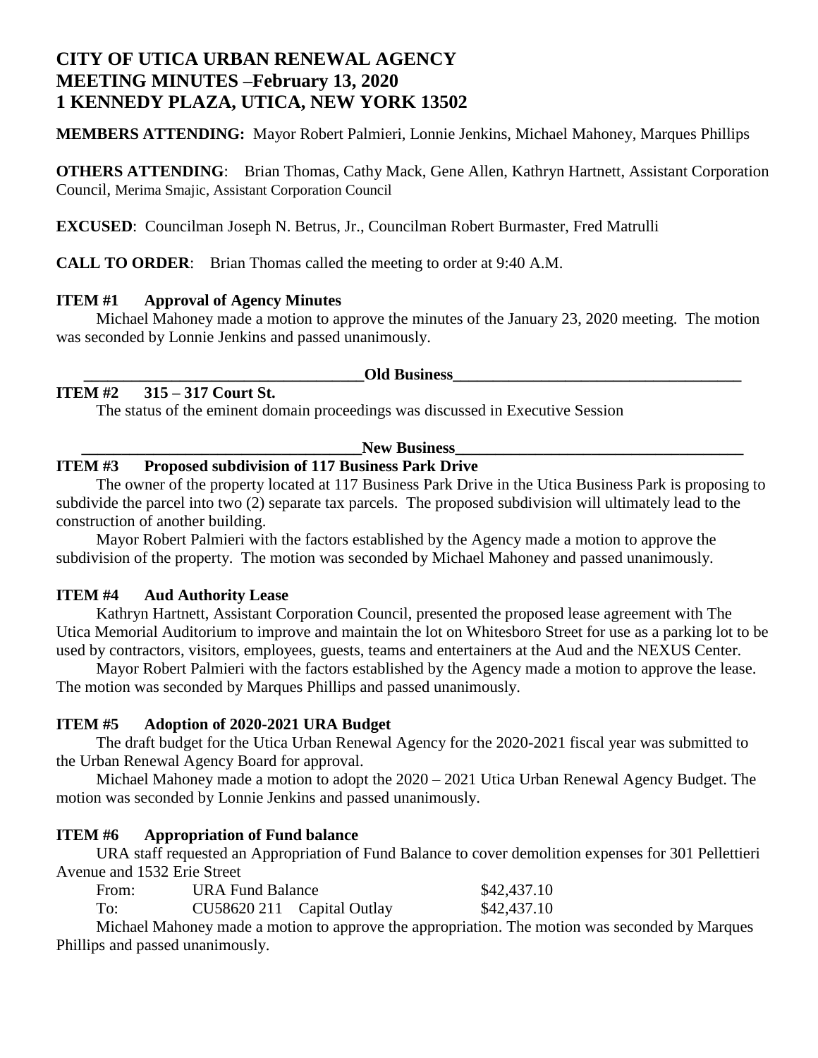# CITY OF UTICA URBAN RENEWAL AGENCY
# MEETING MINUTES –February 13, 2020
# 1 KENNEDY PLAZA, UTICA, NEW YORK 13502

**MEMBERS ATTENDING:** Mayor Robert Palmieri, Lonnie Jenkins, Michael Mahoney, Marques Phillips

**OTHERS ATTENDING**: Brian Thomas, Cathy Mack, Gene Allen, Kathryn Hartnett, Assistant Corporation Council, Merima Smajic, Assistant Corporation Council

**EXCUSED**: Councilman Joseph N. Betrus, Jr., Councilman Robert Burmaster, Fred Matrulli

**CALL TO ORDER**: Brian Thomas called the meeting to order at 9:40 A.M.

**ITEM #1 Approval of Agency Minutes**

Michael Mahoney made a motion to approve the minutes of the January 23, 2020 meeting. The motion was seconded by Lonnie Jenkins and passed unanimously.

**Old Business**

**ITEM #2 315 – 317 Court St.**

The status of the eminent domain proceedings was discussed in Executive Session

**New Business**

**ITEM #3 Proposed subdivision of 117 Business Park Drive**

The owner of the property located at 117 Business Park Drive in the Utica Business Park is proposing to subdivide the parcel into two (2) separate tax parcels. The proposed subdivision will ultimately lead to the construction of another building.

Mayor Robert Palmieri with the factors established by the Agency made a motion to approve the subdivision of the property. The motion was seconded by Michael Mahoney and passed unanimously.

**ITEM #4 Aud Authority Lease**

Kathryn Hartnett, Assistant Corporation Council, presented the proposed lease agreement with The Utica Memorial Auditorium to improve and maintain the lot on Whitesboro Street for use as a parking lot to be used by contractors, visitors, employees, guests, teams and entertainers at the Aud and the NEXUS Center.

Mayor Robert Palmieri with the factors established by the Agency made a motion to approve the lease. The motion was seconded by Marques Phillips and passed unanimously.

**ITEM #5 Adoption of 2020-2021 URA Budget**

The draft budget for the Utica Urban Renewal Agency for the 2020-2021 fiscal year was submitted to the Urban Renewal Agency Board for approval.

Michael Mahoney made a motion to adopt the 2020 – 2021 Utica Urban Renewal Agency Budget. The motion was seconded by Lonnie Jenkins and passed unanimously.

**ITEM #6 Appropriation of Fund balance**

URA staff requested an Appropriation of Fund Balance to cover demolition expenses for 301 Pellettieri Avenue and 1532 Erie Street

| | | |
|---|---|---|
| From: | URA Fund Balance | $42,437.10 |
| To: | CU58620 211 Capital Outlay | $42,437.10 |

Michael Mahoney made a motion to approve the appropriation. The motion was seconded by Marques Phillips and passed unanimously.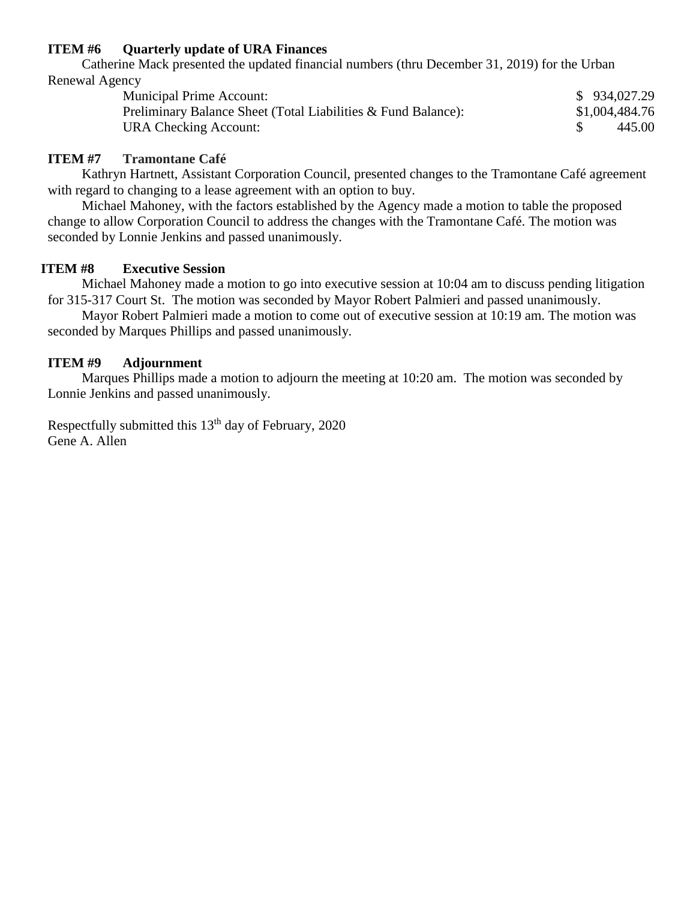**ITEM #6 Quarterly update of URA Finances**

Catherine Mack presented the updated financial numbers (thru December 31, 2019) for the Urban Renewal Agency

| | |
|---|---|
| Municipal Prime Account: | $ 934,027.29 |
| Preliminary Balance Sheet (Total Liabilities & Fund Balance): | $1,004,484.76 |
| URA Checking Account: | $ 445.00 |

**ITEM #7 Tramontane Café**

Kathryn Hartnett, Assistant Corporation Council, presented changes to the Tramontane Café agreement with regard to changing to a lease agreement with an option to buy.

Michael Mahoney, with the factors established by the Agency made a motion to table the proposed change to allow Corporation Council to address the changes with the Tramontane Café. The motion was seconded by Lonnie Jenkins and passed unanimously.

**ITEM #8 Executive Session**

Michael Mahoney made a motion to go into executive session at 10:04 am to discuss pending litigation for 315-317 Court St. The motion was seconded by Mayor Robert Palmieri and passed unanimously.

Mayor Robert Palmieri made a motion to come out of executive session at 10:19 am. The motion was seconded by Marques Phillips and passed unanimously.

**ITEM #9 Adjournment**

Marques Phillips made a motion to adjourn the meeting at 10:20 am. The motion was seconded by Lonnie Jenkins and passed unanimously.

Respectfully submitted this 13th day of February, 2020
Gene A. Allen